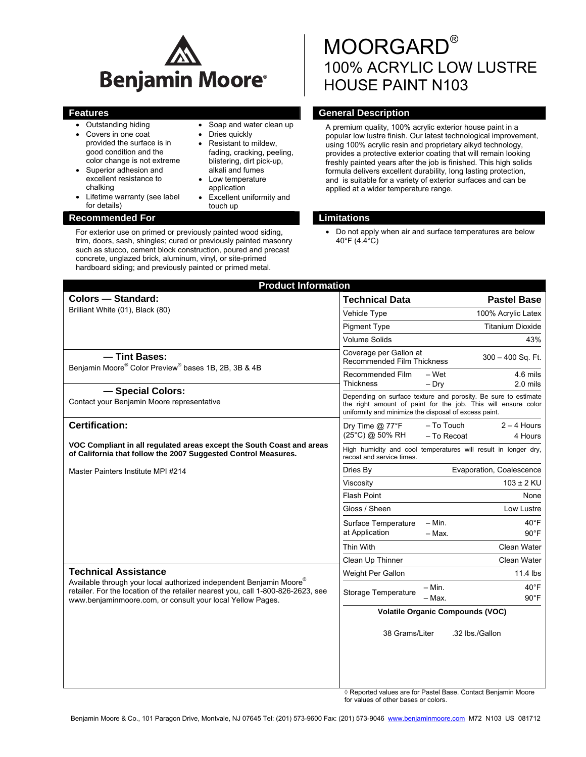Benjamin Moore®

# MOORGARD®
# 100% ACRYLIC LOW LUSTRE HOUSE PAINT N103

## Features

- Outstanding hiding
- Covers in one coat provided the surface is in good condition and the color change is not extreme
- Superior adhesion and excellent resistance to chalking
- Lifetime warranty (see label for details)
- Soap and water clean up
- Dries quickly
- Resistant to mildew, fading, cracking, peeling, blistering, dirt pick-up, alkali and fumes
- Low temperature application
- Excellent uniformity and touch up

## Recommended For

For exterior use on primed or previously painted wood siding, trim, doors, sash, shingles; cured or previously painted masonry such as stucco, cement block construction, poured and precast concrete, unglazed brick, aluminum, vinyl, or site-primed hardboard siding; and previously painted or primed metal.

## General Description

A premium quality, 100% acrylic exterior house paint in a popular low lustre finish. Our latest technological improvement, using 100% acrylic resin and proprietary alkyd technology, provides a protective exterior coating that will remain looking freshly painted years after the job is finished. This high solids formula delivers excellent durability, long lasting protection, and is suitable for a variety of exterior surfaces and can be applied at a wider temperature range.

## Limitations

- Do not apply when air and surface temperatures are below 40°F (4.4°C)

## Product Information

### Colors — Standard:

Brilliant White (01), Black (80)

### — Tint Bases:

Benjamin Moore® Color Preview® bases 1B, 2B, 3B & 4B

### — Special Colors:

Contact your Benjamin Moore representative

### Certification:

**VOC Compliant in all regulated areas except the South Coast and areas of California that follow the 2007 Suggested Control Measures.**

Master Painters Institute MPI #214

### Technical Assistance

Available through your local authorized independent Benjamin Moore® retailer. For the location of the retailer nearest you, call 1-800-826-2623, see www.benjaminmoore.com, or consult your local Yellow Pages.

| Technical Data | | Pastel Base |
|---|---|---|
| Vehicle Type | | 100% Acrylic Latex |
| Pigment Type | | Titanium Dioxide |
| Volume Solids | | 43% |
| Coverage per Gallon at Recommended Film Thickness | | 300 – 400 Sq. Ft. |
| Recommended Film Thickness | – Wet | 4.6 mils |
| | – Dry | 2.0 mils |
| Depending on surface texture and porosity. Be sure to estimate the right amount of paint for the job. This will ensure color uniformity and minimize the disposal of excess paint. | | |
| Dry Time @ 77°F (25°C) @ 50% RH | – To Touch | 2 – 4 Hours |
| | – To Recoat | 4 Hours |
| High humidity and cool temperatures will result in longer dry, recoat and service times. | | |
| Dries By | | Evaporation, Coalescence |
| Viscosity | | 103 ± 2 KU |
| Flash Point | | None |
| Gloss / Sheen | | Low Lustre |
| Surface Temperature at Application | – Min. | 40°F |
| | – Max. | 90°F |
| Thin With | | Clean Water |
| Clean Up Thinner | | Clean Water |
| Weight Per Gallon | | 11.4 lbs |
| Storage Temperature | – Min. | 40°F |
| | – Max. | 90°F |

**Volatile Organic Compounds (VOC)**

38 Grams/Liter .32 lbs./Gallon

◊ Reported values are for Pastel Base. Contact Benjamin Moore for values of other bases or colors.

Benjamin Moore & Co., 101 Paragon Drive, Montvale, NJ 07645 Tel: (201) 573-9600 Fax: (201) 573-9046 www.benjaminmoore.com M72 N103 US 081712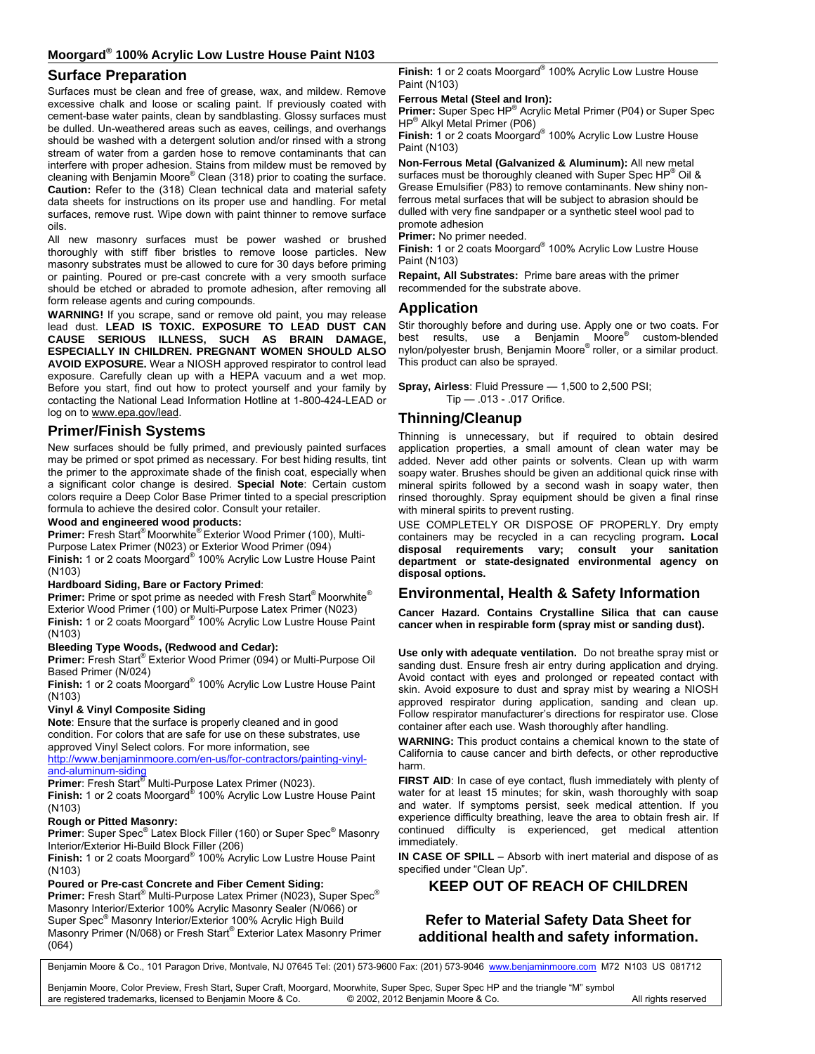## Surface Preparation

Surfaces must be clean and free of grease, wax, and mildew. Remove excessive chalk and loose or scaling paint. If previously coated with cement-base water paints, clean by sandblasting. Glossy surfaces must be dulled. Un-weathered areas such as eaves, ceilings, and overhangs should be washed with a detergent solution and/or rinsed with a strong stream of water from a garden hose to remove contaminants that can interfere with proper adhesion. Stains from mildew must be removed by cleaning with Benjamin Moore® Clean (318) prior to coating the surface. **Caution:** Refer to the (318) Clean technical data and material safety data sheets for instructions on its proper use and handling. For metal surfaces, remove rust. Wipe down with paint thinner to remove surface oils.

All new masonry surfaces must be power washed or brushed thoroughly with stiff fiber bristles to remove loose particles. New masonry substrates must be allowed to cure for 30 days before priming or painting. Poured or pre-cast concrete with a very smooth surface should be etched or abraded to promote adhesion, after removing all form release agents and curing compounds.

**WARNING!** If you scrape, sand or remove old paint, you may release lead dust. **LEAD IS TOXIC. EXPOSURE TO LEAD DUST CAN CAUSE SERIOUS ILLNESS, SUCH AS BRAIN DAMAGE, ESPECIALLY IN CHILDREN. PREGNANT WOMEN SHOULD ALSO AVOID EXPOSURE.** Wear a NIOSH approved respirator to control lead exposure. Carefully clean up with a HEPA vacuum and a wet mop. Before you start, find out how to protect yourself and your family by contacting the National Lead Information Hotline at 1-800-424-LEAD or log on to www.epa.gov/lead.

## Primer/Finish Systems

New surfaces should be fully primed, and previously painted surfaces may be primed or spot primed as necessary. For best hiding results, tint the primer to the approximate shade of the finish coat, especially when a significant color change is desired. **Special Note**: Certain custom colors require a Deep Color Base Primer tinted to a special prescription formula to achieve the desired color. Consult your retailer.

**Wood and engineered wood products:**
**Primer:** Fresh Start® Moorwhite® Exterior Wood Primer (100), Multi-Purpose Latex Primer (N023) or Exterior Wood Primer (094)
**Finish:** 1 or 2 coats Moorgard® 100% Acrylic Low Lustre House Paint (N103)

**Hardboard Siding, Bare or Factory Primed**:
**Primer:** Prime or spot prime as needed with Fresh Start® Moorwhite® Exterior Wood Primer (100) or Multi-Purpose Latex Primer (N023)
**Finish:** 1 or 2 coats Moorgard® 100% Acrylic Low Lustre House Paint (N103)

**Bleeding Type Woods, (Redwood and Cedar):**
**Primer:** Fresh Start® Exterior Wood Primer (094) or Multi-Purpose Oil Based Primer (N/024)
**Finish:** 1 or 2 coats Moorgard® 100% Acrylic Low Lustre House Paint (N103)

**Vinyl & Vinyl Composite Siding**
**Note**: Ensure that the surface is properly cleaned and in good condition. For colors that are safe for use on these substrates, use approved Vinyl Select colors. For more information, see http://www.benjaminmoore.com/en-us/for-contractors/painting-vinyl-and-aluminum-siding
**Primer**: Fresh Start® Multi-Purpose Latex Primer (N023).
**Finish:** 1 or 2 coats Moorgard® 100% Acrylic Low Lustre House Paint (N103)

**Rough or Pitted Masonry:**
**Primer**: Super Spec® Latex Block Filler (160) or Super Spec® Masonry Interior/Exterior Hi-Build Block Filler (206)
**Finish:** 1 or 2 coats Moorgard® 100% Acrylic Low Lustre House Paint (N103)

**Poured or Pre-cast Concrete and Fiber Cement Siding:**
**Primer:** Fresh Start® Multi-Purpose Latex Primer (N023), Super Spec® Masonry Interior/Exterior 100% Acrylic Masonry Sealer (N/066) or Super Spec® Masonry Interior/Exterior 100% Acrylic High Build Masonry Primer (N/068) or Fresh Start® Exterior Latex Masonry Primer (064)
**Finish:** 1 or 2 coats Moorgard® 100% Acrylic Low Lustre House Paint (N103)

**Ferrous Metal (Steel and Iron):**
**Primer:** Super Spec HP® Acrylic Metal Primer (P04) or Super Spec HP® Alkyl Metal Primer (P06)
**Finish:** 1 or 2 coats Moorgard® 100% Acrylic Low Lustre House Paint (N103)

**Non-Ferrous Metal (Galvanized & Aluminum):** All new metal surfaces must be thoroughly cleaned with Super Spec HP® Oil & Grease Emulsifier (P83) to remove contaminants. New shiny non-ferrous metal surfaces that will be subject to abrasion should be dulled with very fine sandpaper or a synthetic steel wool pad to promote adhesion
**Primer:** No primer needed.
**Finish:** 1 or 2 coats Moorgard® 100% Acrylic Low Lustre House Paint (N103)

**Repaint, All Substrates:** Prime bare areas with the primer recommended for the substrate above.

## Application

Stir thoroughly before and during use. Apply one or two coats. For best results, use a Benjamin Moore® custom-blended nylon/polyester brush, Benjamin Moore® roller, or a similar product. This product can also be sprayed.

**Spray, Airless**: Fluid Pressure — 1,500 to 2,500 PSI;
Tip — .013 - .017 Orifice.

## Thinning/Cleanup

Thinning is unnecessary, but if required to obtain desired application properties, a small amount of clean water may be added. Never add other paints or solvents. Clean up with warm soapy water. Brushes should be given an additional quick rinse with mineral spirits followed by a second wash in soapy water, then rinsed thoroughly. Spray equipment should be given a final rinse with mineral spirits to prevent rusting.

USE COMPLETELY OR DISPOSE OF PROPERLY. Dry empty containers may be recycled in a can recycling program**. Local disposal requirements vary; consult your sanitation department or state-designated environmental agency on disposal options.**

## Environmental, Health & Safety Information

**Cancer Hazard. Contains Crystalline Silica that can cause cancer when in respirable form (spray mist or sanding dust).**

**Use only with adequate ventilation.** Do not breathe spray mist or sanding dust. Ensure fresh air entry during application and drying. Avoid contact with eyes and prolonged or repeated contact with skin. Avoid exposure to dust and spray mist by wearing a NIOSH approved respirator during application, sanding and clean up. Follow respirator manufacturer's directions for respirator use. Close container after each use. Wash thoroughly after handling.

**WARNING:** This product contains a chemical known to the state of California to cause cancer and birth defects, or other reproductive harm.

**FIRST AID**: In case of eye contact, flush immediately with plenty of water for at least 15 minutes; for skin, wash thoroughly with soap and water. If symptoms persist, seek medical attention. If you experience difficulty breathing, leave the area to obtain fresh air. If continued difficulty is experienced, get medical attention immediately.

**IN CASE OF SPILL** – Absorb with inert material and dispose of as specified under "Clean Up".

**KEEP OUT OF REACH OF CHILDREN**

**Refer to Material Safety Data Sheet for additional health and safety information.**

Benjamin Moore & Co., 101 Paragon Drive, Montvale, NJ 07645 Tel: (201) 573-9600 Fax: (201) 573-9046 www.benjaminmoore.com M72 N103 US 081712

Benjamin Moore, Color Preview, Fresh Start, Super Craft, Moorgard, Moorwhite, Super Spec, Super Spec HP and the triangle "M" symbol are registered trademarks, licensed to Benjamin Moore & Co. © 2002, 2012 Benjamin Moore & Co. All rights reserved